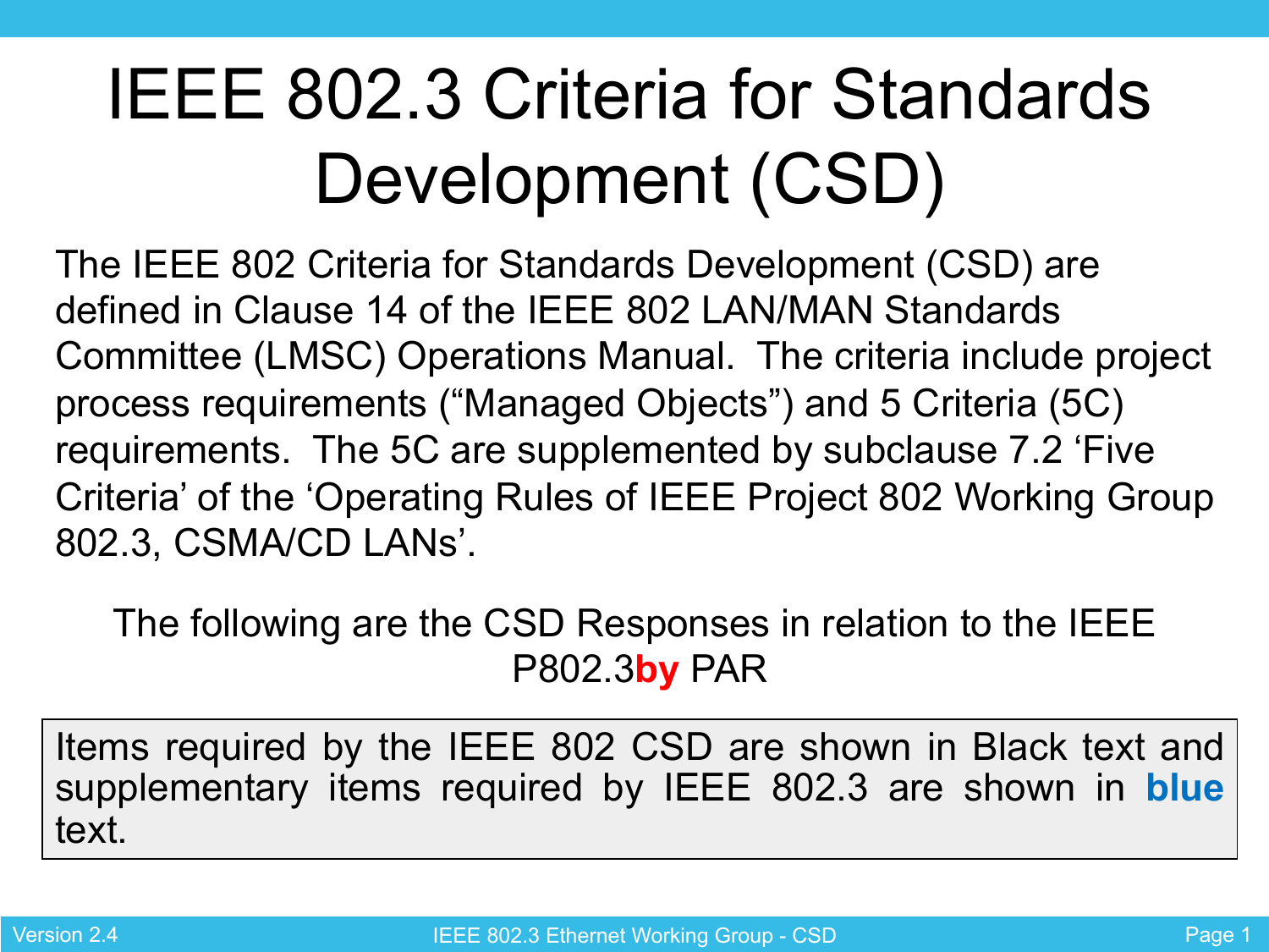# IEEE 802.3 Criteria for Standards Development (CSD)

The IEEE 802 Criteria for Standards Development (CSD) are defined in Clause 14 of the IEEE 802 LAN/MAN Standards Committee (LMSC) Operations Manual. The criteria include project process requirements (“Managed Objects”) and 5 Criteria (5C) requirements. The 5C are supplemented by subclause 7.2 ‘Five Criteria’ of the ‘Operating Rules of IEEE Project 802 Working Group 802.3, CSMA/CD LANs’.

The following are the CSD Responses in relation to the IEEE P802.3**by** PAR

Items required by the IEEE 802 CSD are shown in Black text and supplementary items required by IEEE 802.3 are shown in **blue** text.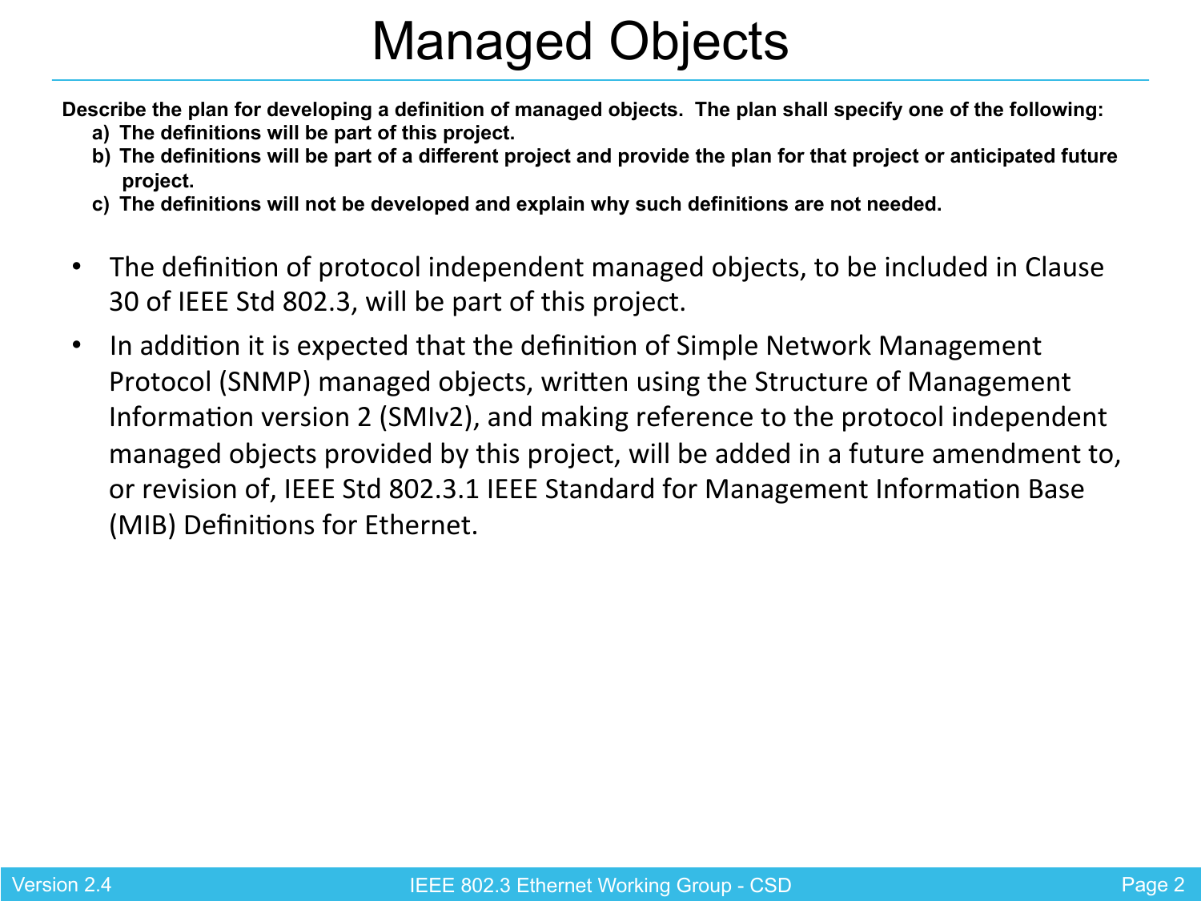# Managed Objects

**Describe the plan for developing a definition of managed objects. The plan shall specify one of the following:**

**a) The definitions will be part of this project.**

**b) The definitions will be part of a different project and provide the plan for that project or anticipated future project.**

**c) The definitions will not be developed and explain why such definitions are not needed.**

- The definition of protocol independent managed objects, to be included in Clause 30 of IEEE Std 802.3, will be part of this project.
- In addition it is expected that the definition of Simple Network Management Protocol (SNMP) managed objects, written using the Structure of Management Information version 2 (SMIv2), and making reference to the protocol independent managed objects provided by this project, will be added in a future amendment to, or revision of, IEEE Std 802.3.1 IEEE Standard for Management Information Base (MIB) Definitions for Ethernet.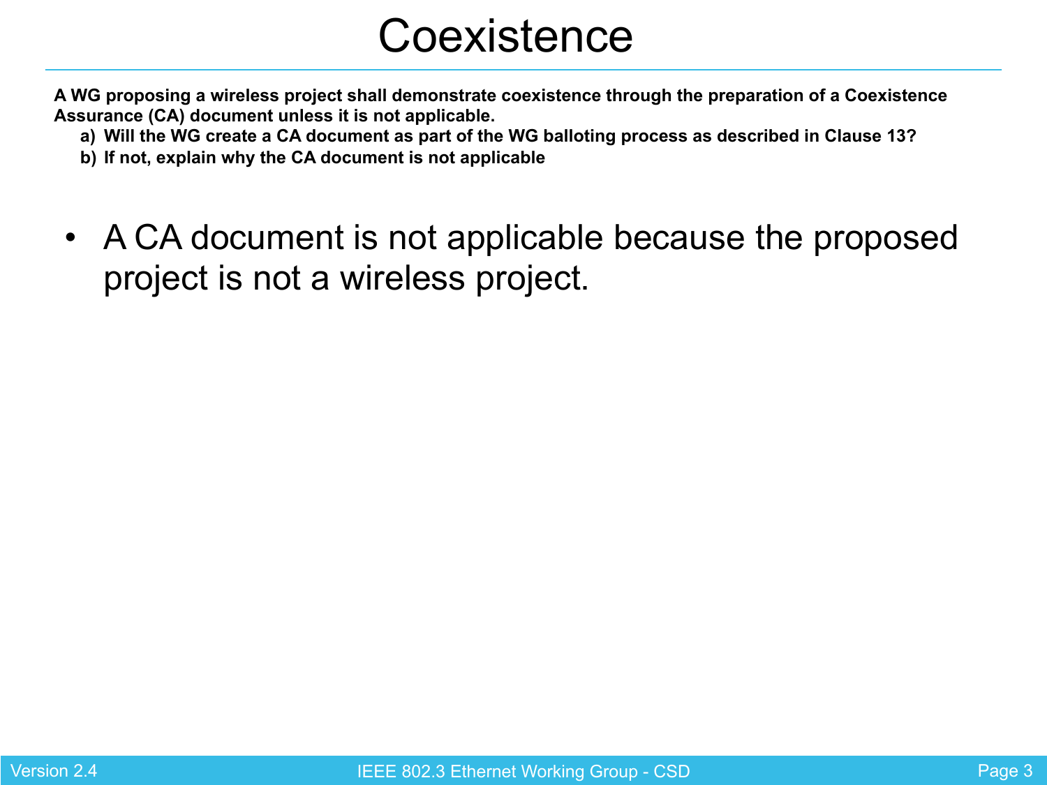# Coexistence

**A WG proposing a wireless project shall demonstrate coexistence through the preparation of a Coexistence Assurance (CA) document unless it is not applicable.**

- **a) Will the WG create a CA document as part of the WG balloting process as described in Clause 13?**
- **b) If not, explain why the CA document is not applicable**

- A CA document is not applicable because the proposed project is not a wireless project.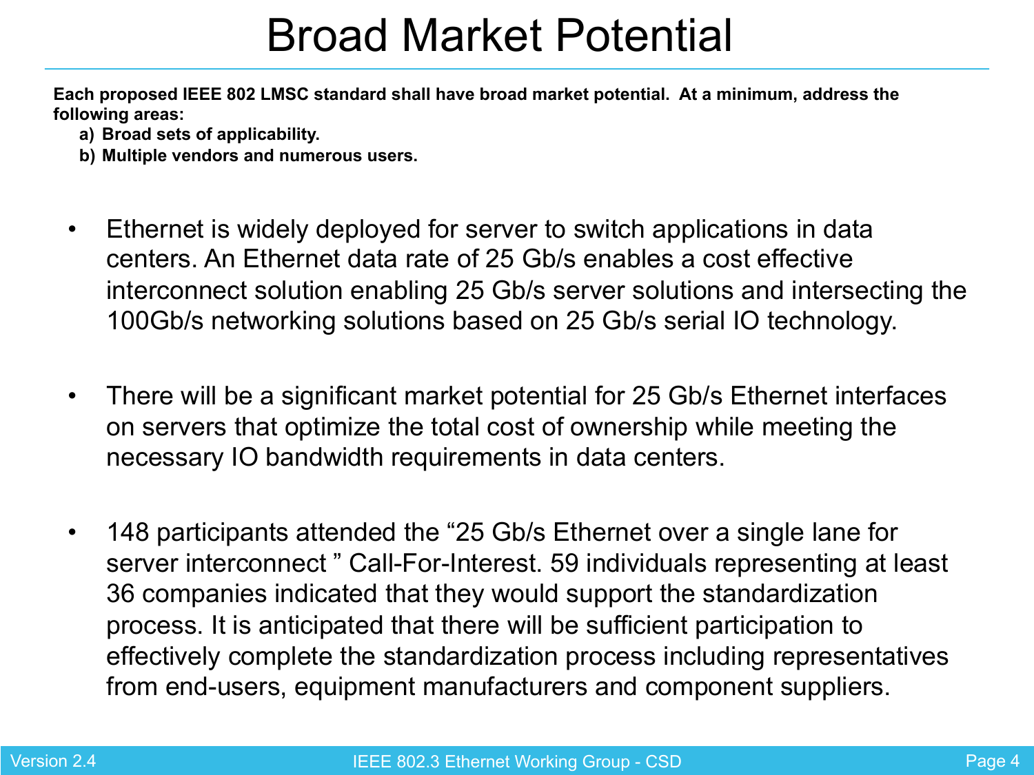# Broad Market Potential

**Each proposed IEEE 802 LMSC standard shall have broad market potential. At a minimum, address the following areas:**

**a) Broad sets of applicability.**

**b) Multiple vendors and numerous users.**

- Ethernet is widely deployed for server to switch applications in data centers. An Ethernet data rate of 25 Gb/s enables a cost effective interconnect solution enabling 25 Gb/s server solutions and intersecting the 100Gb/s networking solutions based on 25 Gb/s serial IO technology.

- There will be a significant market potential for 25 Gb/s Ethernet interfaces on servers that optimize the total cost of ownership while meeting the necessary IO bandwidth requirements in data centers.

- 148 participants attended the “25 Gb/s Ethernet over a single lane for server interconnect ” Call-For-Interest. 59 individuals representing at least 36 companies indicated that they would support the standardization process. It is anticipated that there will be sufficient participation to effectively complete the standardization process including representatives from end-users, equipment manufacturers and component suppliers.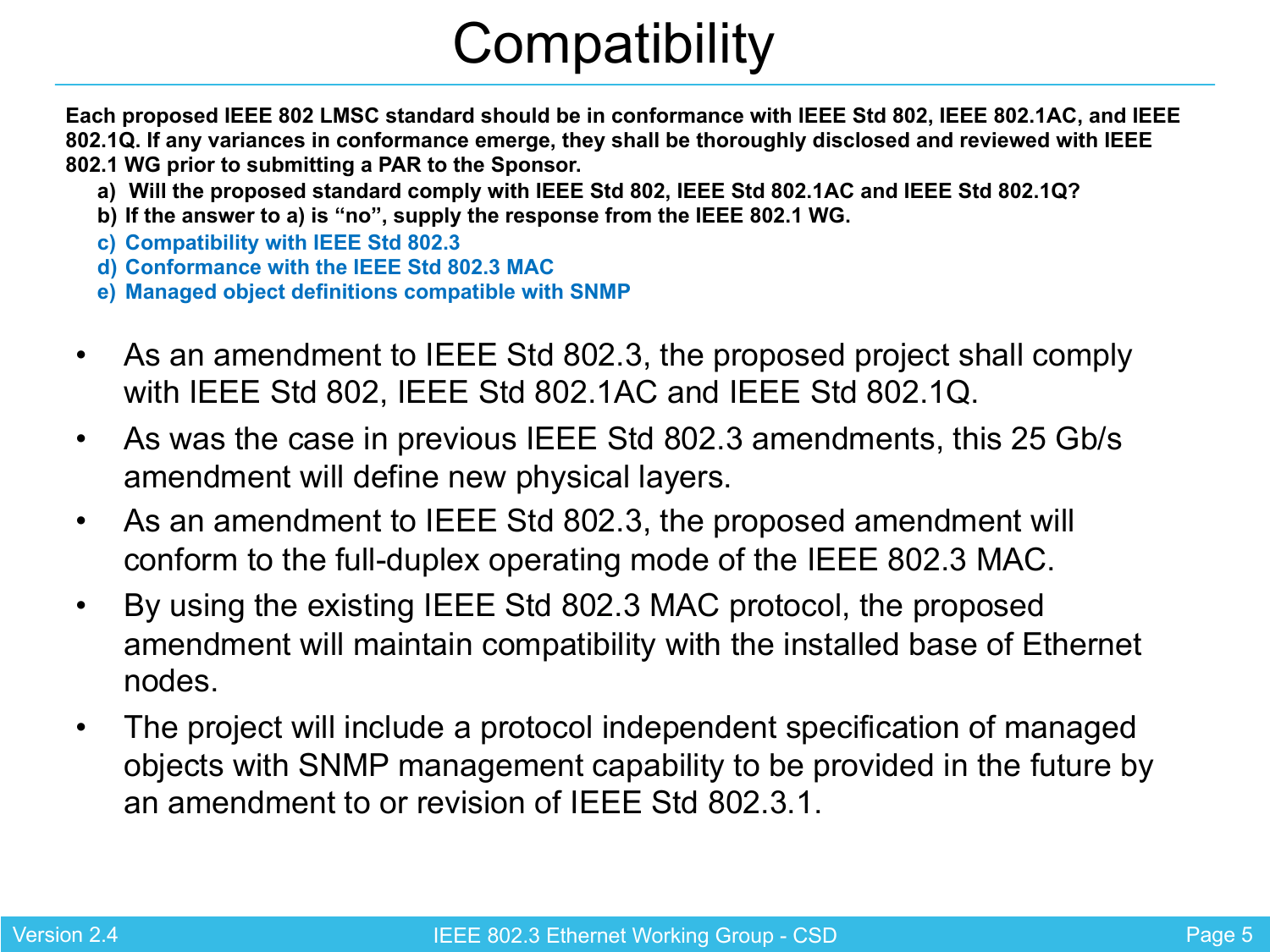# Compatibility

**Each proposed IEEE 802 LMSC standard should be in conformance with IEEE Std 802, IEEE 802.1AC, and IEEE 802.1Q. If any variances in conformance emerge, they shall be thoroughly disclosed and reviewed with IEEE 802.1 WG prior to submitting a PAR to the Sponsor.**

**a) Will the proposed standard comply with IEEE Std 802, IEEE Std 802.1AC and IEEE Std 802.1Q?**

**b) If the answer to a) is “no”, supply the response from the IEEE 802.1 WG.**

**c) Compatibility with IEEE Std 802.3**

**d) Conformance with the IEEE Std 802.3 MAC**

**e) Managed object definitions compatible with SNMP**

- As an amendment to IEEE Std 802.3, the proposed project shall comply with IEEE Std 802, IEEE Std 802.1AC and IEEE Std 802.1Q.
- As was the case in previous IEEE Std 802.3 amendments, this 25 Gb/s amendment will define new physical layers.
- As an amendment to IEEE Std 802.3, the proposed amendment will conform to the full-duplex operating mode of the IEEE 802.3 MAC.
- By using the existing IEEE Std 802.3 MAC protocol, the proposed amendment will maintain compatibility with the installed base of Ethernet nodes.
- The project will include a protocol independent specification of managed objects with SNMP management capability to be provided in the future by an amendment to or revision of IEEE Std 802.3.1.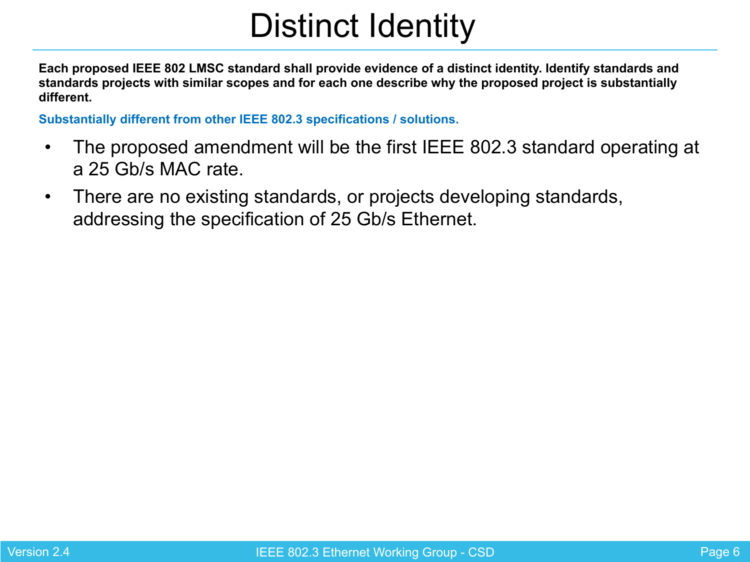# Distinct Identity

**Each proposed IEEE 802 LMSC standard shall provide evidence of a distinct identity. Identify standards and standards projects with similar scopes and for each one describe why the proposed project is substantially different.**

**Substantially different from other IEEE 802.3 specifications / solutions.**

- The proposed amendment will be the first IEEE 802.3 standard operating at a 25 Gb/s MAC rate.
- There are no existing standards, or projects developing standards, addressing the specification of 25 Gb/s Ethernet.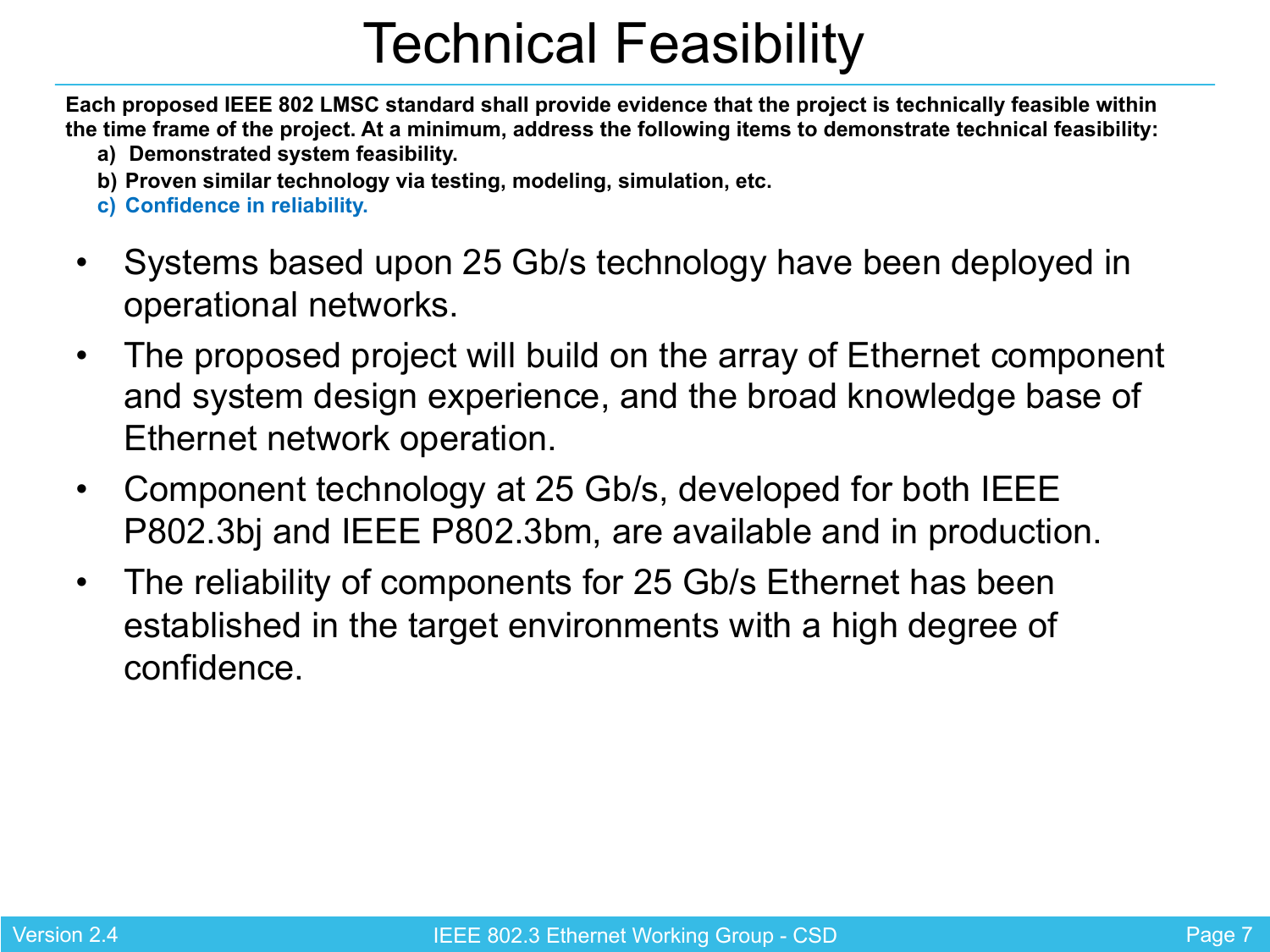# Technical Feasibility

**Each proposed IEEE 802 LMSC standard shall provide evidence that the project is technically feasible within the time frame of the project. At a minimum, address the following items to demonstrate technical feasibility:**

- **a) Demonstrated system feasibility.**
- **b) Proven similar technology via testing, modeling, simulation, etc.**
- **c) Confidence in reliability.**

- Systems based upon 25 Gb/s technology have been deployed in operational networks.
- The proposed project will build on the array of Ethernet component and system design experience, and the broad knowledge base of Ethernet network operation.
- Component technology at 25 Gb/s, developed for both IEEE P802.3bj and IEEE P802.3bm, are available and in production.
- The reliability of components for 25 Gb/s Ethernet has been established in the target environments with a high degree of confidence.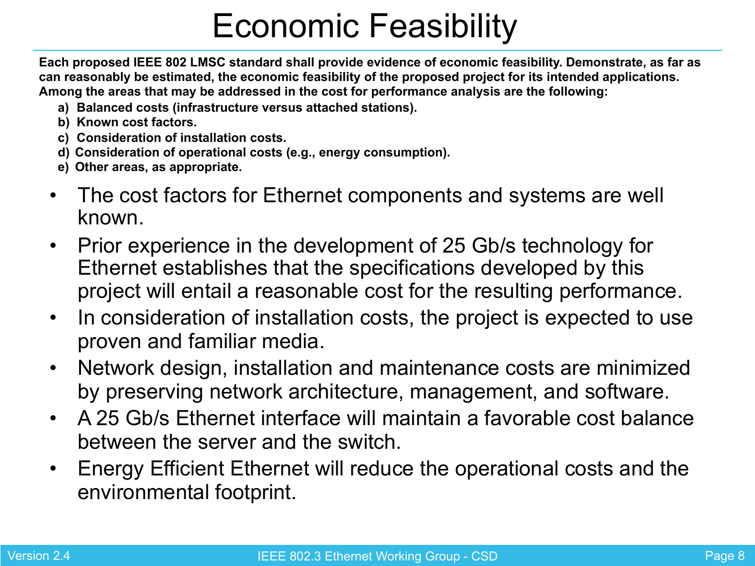# Economic Feasibility

**Each proposed IEEE 802 LMSC standard shall provide evidence of economic feasibility. Demonstrate, as far as can reasonably be estimated, the economic feasibility of the proposed project for its intended applications. Among the areas that may be addressed in the cost for performance analysis are the following:**

- **a) Balanced costs (infrastructure versus attached stations).**
- **b) Known cost factors.**
- **c) Consideration of installation costs.**
- **d) Consideration of operational costs (e.g., energy consumption).**
- **e) Other areas, as appropriate.**

- The cost factors for Ethernet components and systems are well known.
- Prior experience in the development of 25 Gb/s technology for Ethernet establishes that the specifications developed by this project will entail a reasonable cost for the resulting performance.
- In consideration of installation costs, the project is expected to use proven and familiar media.
- Network design, installation and maintenance costs are minimized by preserving network architecture, management, and software.
- A 25 Gb/s Ethernet interface will maintain a favorable cost balance between the server and the switch.
- Energy Efficient Ethernet will reduce the operational costs and the environmental footprint.